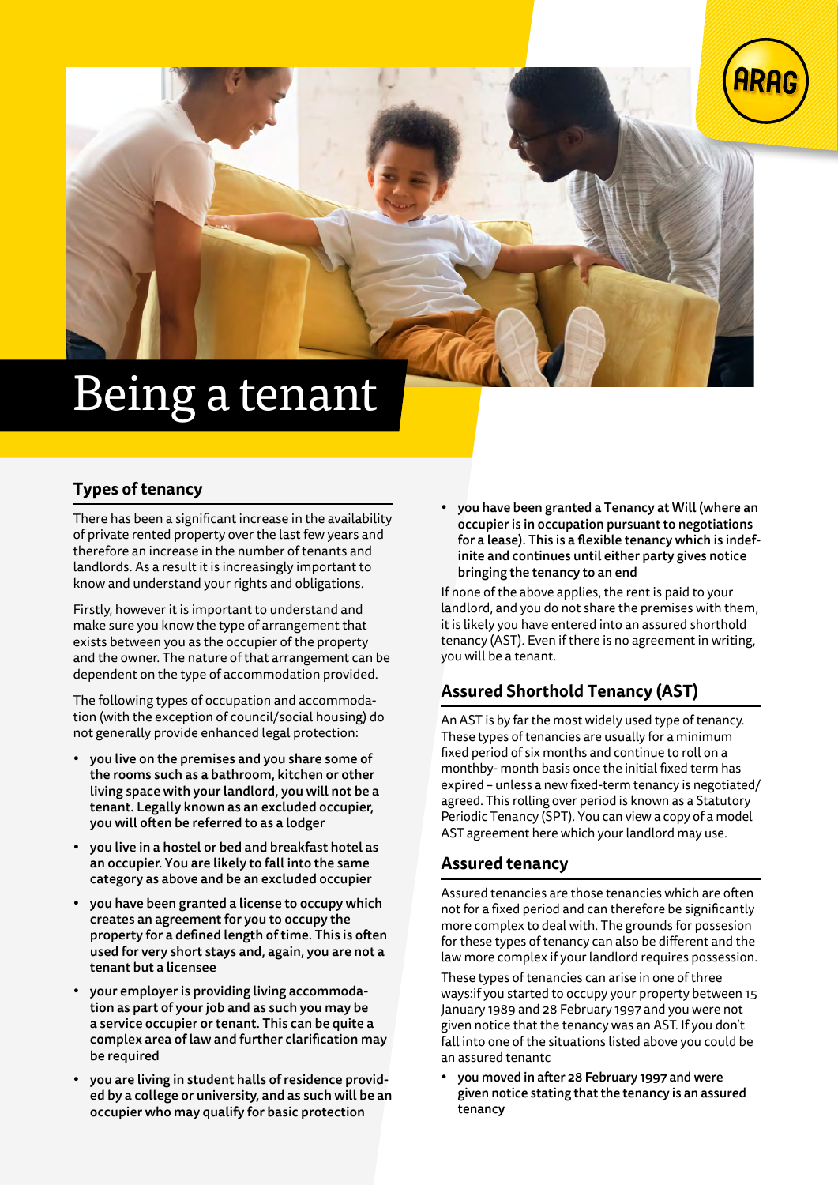# Being a tenant

## Types of tenancy

There has been a significant increase in the availability of private rented property over the last few years and therefore an increase in the number of tenants and landlords. As a result it is increasingly important to know and understand your rights and obligations.

Firstly, however it is important to understand and make sure you know the type of arrangement that exists between you as the occupier of the property and the owner. The nature of that arrangement can be dependent on the type of accommodation provided.

The following types of occupation and accommodation (with the exception of council/social housing) do not generally provide enhanced legal protection:

- **you live on the premises and you share some of the rooms such as a bathroom, kitchen or other living space with your landlord, you will not be a tenant. Legally known as an excluded occupier, you will often be referred to as a lodger**
- **you live in a hostel or bed and breakfast hotel as an occupier. You are likely to fall into the same category as above and be an excluded occupier**
- **you have been granted a license to occupy which creates an agreement for you to occupy the property for a defined length of time. This is often used for very short stays and, again, you are not a tenant but a licensee**
- **your employer is providing living accommodation as part of your job and as such you may be a service occupier or tenant. This can be quite a complex area of law and further clarification may be required**
- **you are living in student halls of residence provided by a college or university, and as such will be an occupier who may qualify for basic protection**
- **you have been granted a Tenancy at Will (where an occupier is in occupation pursuant to negotiations for a lease). This is a flexible tenancy which is indefinite and continues until either party gives notice bringing the tenancy to an end**

If none of the above applies, the rent is paid to your landlord, and you do not share the premises with them, it is likely you have entered into an assured shorthold tenancy (AST). Even if there is no agreement in writing, you will be a tenant.

## Assured Shorthold Tenancy (AST)

An AST is by far the most widely used type of tenancy. These types of tenancies are usually for a minimum fixed period of six months and continue to roll on a monthby- month basis once the initial fixed term has expired – unless a new fixed-term tenancy is negotiated/ agreed. This rolling over period is known as a Statutory Periodic Tenancy (SPT). You can view a copy of a model AST agreement here which your landlord may use.

## Assured tenancy

Assured tenancies are those tenancies which are often not for a fixed period and can therefore be significantly more complex to deal with. The grounds for possession for these types of tenancy can also be different and the law more complex if your landlord requires possession.

These types of tenancies can arise in one of three ways:if you started to occupy your property between 15 January 1989 and 28 February 1997 and you were not given notice that the tenancy was an AST. If you don't fall into one of the situations listed above you could be an assured tenantc

- **you moved in after 28 February 1997 and were given notice stating that the tenancy is an assured tenancy**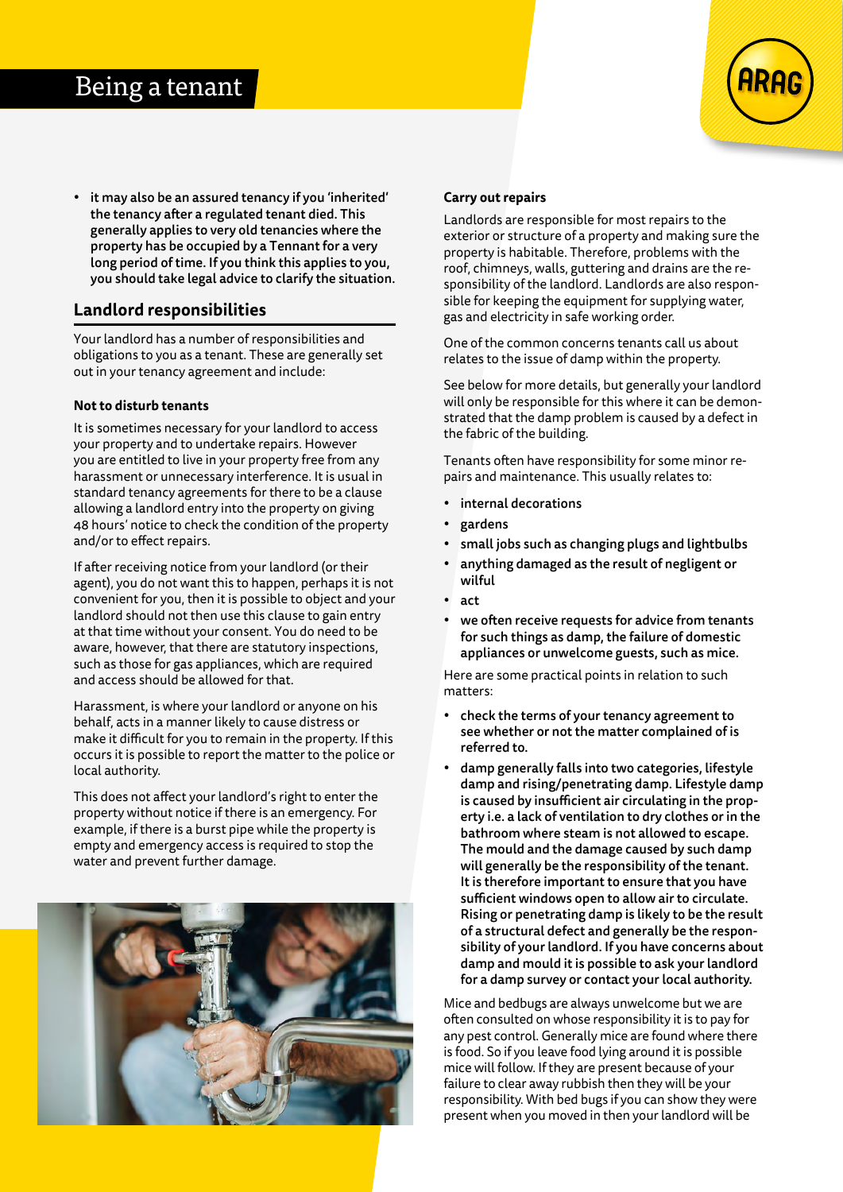- it may also be an assured tenancy if you 'inherited' the tenancy after a regulated tenant died. This generally applies to very old tenancies where the property has be occupied by a Tenant for a very long period of time. If you think this applies to you, you should take legal advice to clarify the situation.

## Landlord responsibilities

Your landlord has a number of responsibilities and obligations to you as a tenant. These are generally set out in your tenancy agreement and include:

#### Not to disturb tenants

It is sometimes necessary for your landlord to access your property and to undertake repairs. However you are entitled to live in your property free from any harassment or unnecessary interference. It is usual in standard tenancy agreements for there to be a clause allowing a landlord entry into the property on giving 48 hours' notice to check the condition of the property and/or to effect repairs.

If after receiving notice from your landlord (or their agent), you do not want this to happen, perhaps it is not convenient for you, then it is possible to object and your landlord should not then use this clause to gain entry at that time without your consent. You do need to be aware, however, that there are statutory inspections, such as those for gas appliances, which are required and access should be allowed for that.

Harassment, is where your landlord or anyone on his behalf, acts in a manner likely to cause distress or make it difficult for you to remain in the property. If this occurs it is possible to report the matter to the police or local authority.

This does not affect your landlord's right to enter the property without notice if there is an emergency. For example, if there is a burst pipe while the property is empty and emergency access is required to stop the water and prevent further damage.

#### Carry out repairs

Landlords are responsible for most repairs to the exterior or structure of a property and making sure the property is habitable. Therefore, problems with the roof, chimneys, walls, guttering and drains are the responsibility of the landlord. Landlords are also responsible for keeping the equipment for supplying water, gas and electricity in safe working order.

One of the common concerns tenants call us about relates to the issue of damp within the property.

See below for more details, but generally your landlord will only be responsible for this where it can be demonstrated that the damp problem is caused by a defect in the fabric of the building.

Tenants often have responsibility for some minor repairs and maintenance. This usually relates to:

- internal decorations
- gardens
- small jobs such as changing plugs and lightbulbs
- anything damaged as the result of negligent or wilful
- act
- we often receive requests for advice from tenants for such things as damp, the failure of domestic appliances or unwelcome guests, such as mice.

Here are some practical points in relation to such matters:

- check the terms of your tenancy agreement to see whether or not the matter complained of is referred to.
- damp generally falls into two categories, lifestyle damp and rising/penetrating damp. Lifestyle damp is caused by insufficient air circulating in the property i.e. a lack of ventilation to dry clothes or in the bathroom where steam is not allowed to escape. The mould and the damage caused by such damp will generally be the responsibility of the tenant. It is therefore important to ensure that you have sufficient windows open to allow air to circulate. Rising or penetrating damp is likely to be the result of a structural defect and generally be the responsibility of your landlord. If you have concerns about damp and mould it is possible to ask your landlord for a damp survey or contact your local authority.

Mice and bedbugs are always unwelcome but we are often consulted on whose responsibility it is to pay for any pest control. Generally mice are found where there is food. So if you leave food lying around it is possible mice will follow. If they are present because of your failure to clear away rubbish then they will be your responsibility. With bed bugs if you can show they were present when you moved in then your landlord will be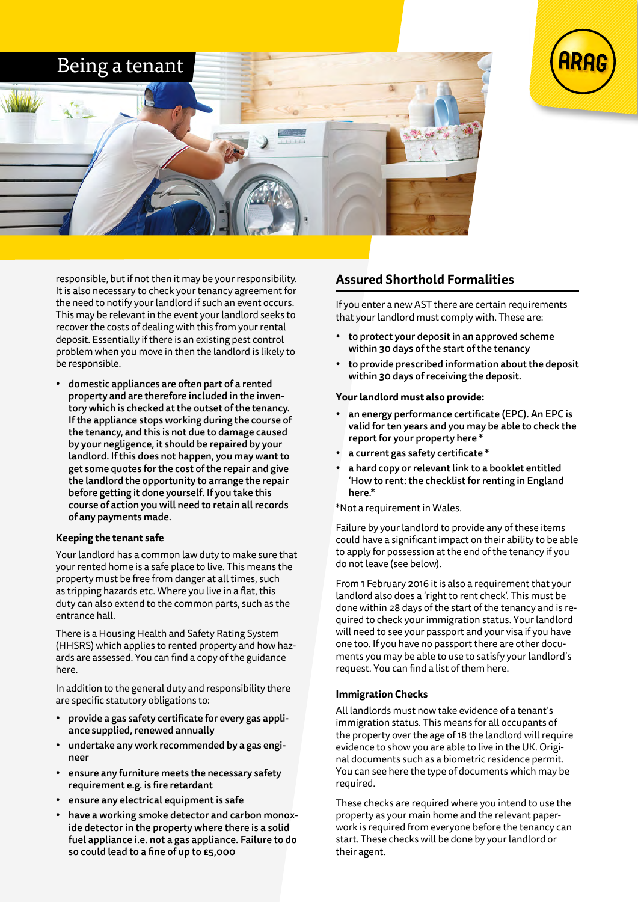# Being a tenant

responsible, but if not then it may be your responsibility. It is also necessary to check your tenancy agreement for the need to notify your landlord if such an event occurs. This may be relevant in the event your landlord seeks to recover the costs of dealing with this from your rental deposit. Essentially if there is an existing pest control problem when you move in then the landlord is likely to be responsible.

- **domestic appliances are often part of a rented property and are therefore included in the inventory which is checked at the outset of the tenancy. If the appliance stops working during the course of the tenancy, and this is not due to damage caused by your negligence, it should be repaired by your landlord. If this does not happen, you may want to get some quotes for the cost of the repair and give the landlord the opportunity to arrange the repair before getting it done yourself. If you take this course of action you will need to retain all records of any payments made.**

### Keeping the tenant safe

Your landlord has a common law duty to make sure that your rented home is a safe place to live. This means the property must be free from danger at all times, such as tripping hazards etc. Where you live in a flat, this duty can also extend to the common parts, such as the entrance hall.

There is a Housing Health and Safety Rating System (HHSRS) which applies to rented property and how hazards are assessed. You can find a copy of the guidance here.

In addition to the general duty and responsibility there are specific statutory obligations to:

- **provide a gas safety certificate for every gas appliance supplied, renewed annually**
- **undertake any work recommended by a gas engineer**
- **ensure any furniture meets the necessary safety requirement e.g. is fire retardant**
- **ensure any electrical equipment is safe**
- **have a working smoke detector and carbon monoxide detector in the property where there is a solid fuel appliance i.e. not a gas appliance. Failure to do so could lead to a fine of up to £5,000**

## Assured Shorthold Formalities

If you enter a new AST there are certain requirements that your landlord must comply with. These are:

- **to protect your deposit in an approved scheme within 30 days of the start of the tenancy**
- **to provide prescribed information about the deposit within 30 days of receiving the deposit.**

**Your landlord must also provide:**

- **an energy performance certificate (EPC). An EPC is valid for ten years and you may be able to check the report for your property here ***
- **a current gas safety certificate ***
- **a hard copy or relevant link to a booklet entitled 'How to rent: the checklist for renting in England here.***

*Not a requirement in Wales.

Failure by your landlord to provide any of these items could have a significant impact on their ability to be able to apply for possession at the end of the tenancy if you do not leave (see below).

From 1 February 2016 it is also a requirement that your landlord also does a 'right to rent check'. This must be done within 28 days of the start of the tenancy and is required to check your immigration status. Your landlord will need to see your passport and your visa if you have one too. If you have no passport there are other documents you may be able to use to satisfy your landlord's request. You can find a list of them here.

### Immigration Checks

All landlords must now take evidence of a tenant's immigration status. This means for all occupants of the property over the age of 18 the landlord will require evidence to show you are able to live in the UK. Original documents such as a biometric residence permit. You can see here the type of documents which may be required.

These checks are required where you intend to use the property as your main home and the relevant paperwork is required from everyone before the tenancy can start. These checks will be done by your landlord or their agent.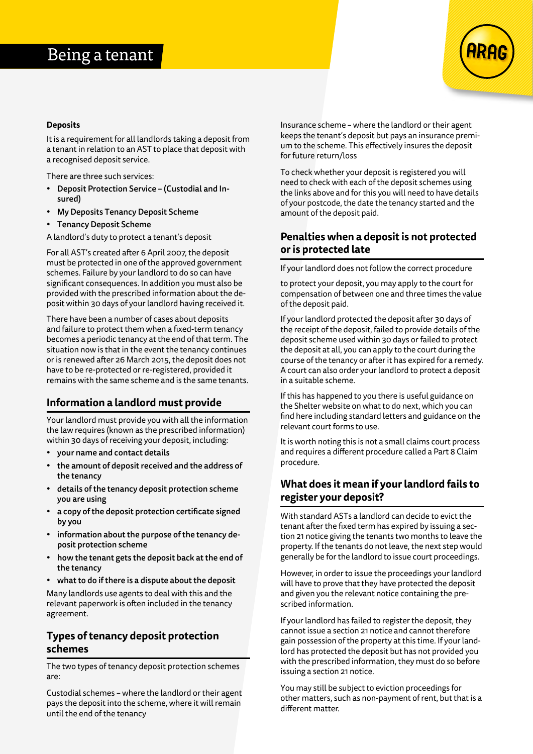### Deposits

It is a requirement for all landlords taking a deposit from a tenant in relation to an AST to place that deposit with a recognised deposit service.

There are three such services:

- **Deposit Protection Service – (Custodial and Insured)**
- **My Deposits Tenancy Deposit Scheme**
- **Tenancy Deposit Scheme**

A landlord's duty to protect a tenant's deposit

For all AST's created after 6 April 2007, the deposit must be protected in one of the approved government schemes. Failure by your landlord to do so can have significant consequences. In addition you must also be provided with the prescribed information about the deposit within 30 days of your landlord having received it.

There have been a number of cases about deposits and failure to protect them when a fixed-term tenancy becomes a periodic tenancy at the end of that term. The situation now is that in the event the tenancy continues or is renewed after 26 March 2015, the deposit does not have to be re-protected or re-registered, provided it remains with the same scheme and is the same tenants.

## Information a landlord must provide

Your landlord must provide you with all the information the law requires (known as the prescribed information) within 30 days of receiving your deposit, including:

- **your name and contact details**
- **the amount of deposit received and the address of the tenancy**
- **details of the tenancy deposit protection scheme you are using**
- **a copy of the deposit protection certificate signed by you**
- **information about the purpose of the tenancy deposit protection scheme**
- **how the tenant gets the deposit back at the end of the tenancy**
- **what to do if there is a dispute about the deposit**

Many landlords use agents to deal with this and the relevant paperwork is often included in the tenancy agreement.

## Types of tenancy deposit protection schemes

The two types of tenancy deposit protection schemes are:

Custodial schemes – where the landlord or their agent pays the deposit into the scheme, where it will remain until the end of the tenancy

Insurance scheme – where the landlord or their agent keeps the tenant's deposit but pays an insurance premium to the scheme. This effectively insures the deposit for future return/loss

To check whether your deposit is registered you will need to check with each of the deposit schemes using the links above and for this you will need to have details of your postcode, the date the tenancy started and the amount of the deposit paid.

## Penalties when a deposit is not protected or is protected late

If your landlord does not follow the correct procedure

to protect your deposit, you may apply to the court for compensation of between one and three times the value of the deposit paid.

If your landlord protected the deposit after 30 days of the receipt of the deposit, failed to provide details of the deposit scheme used within 30 days or failed to protect the deposit at all, you can apply to the court during the course of the tenancy or after it has expired for a remedy. A court can also order your landlord to protect a deposit in a suitable scheme.

If this has happened to you there is useful guidance on the Shelter website on what to do next, which you can find here including standard letters and guidance on the relevant court forms to use.

It is worth noting this is not a small claims court process and requires a different procedure called a Part 8 Claim procedure.

## What does it mean if your landlord fails to register your deposit?

With standard ASTs a landlord can decide to evict the tenant after the fixed term has expired by issuing a section 21 notice giving the tenants two months to leave the property. If the tenants do not leave, the next step would generally be for the landlord to issue court proceedings.

However, in order to issue the proceedings your landlord will have to prove that they have protected the deposit and given you the relevant notice containing the prescribed information.

If your landlord has failed to register the deposit, they cannot issue a section 21 notice and cannot therefore gain possession of the property at this time. If your landlord has protected the deposit but has not provided you with the prescribed information, they must do so before issuing a section 21 notice.

You may still be subject to eviction proceedings for other matters, such as non-payment of rent, but that is a different matter.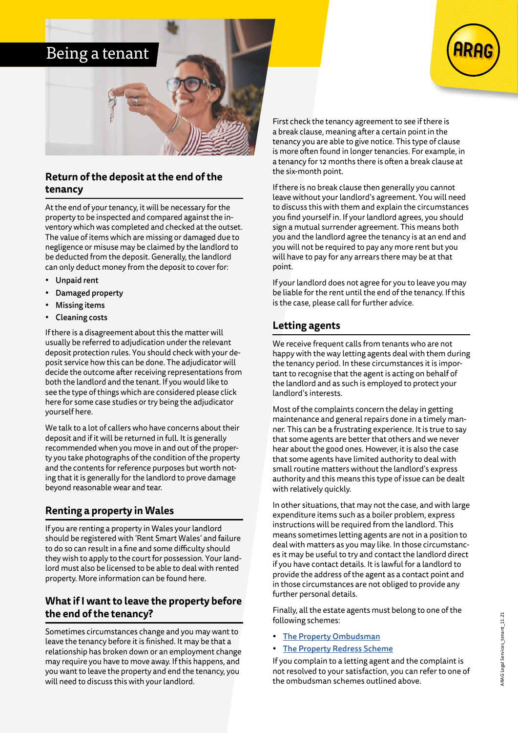# Being a tenant

## Return of the deposit at the end of the tenancy

At the end of your tenancy, it will be necessary for the property to be inspected and compared against the inventory which was completed and checked at the outset. The value of items which are missing or damaged due to negligence or misuse may be claimed by the landlord to be deducted from the deposit. Generally, the landlord can only deduct money from the deposit to cover for:

- **Unpaid rent**
- **Damaged property**
- **Missing items**
- **Cleaning costs**

If there is a disagreement about this the matter will usually be referred to adjudication under the relevant deposit protection rules. You should check with your deposit service how this can be done. The adjudicator will decide the outcome after receiving representations from both the landlord and the tenant. If you would like to see the type of things which are considered please click here for some case studies or try being the adjudicator yourself here.

We talk to a lot of callers who have concerns about their deposit and if it will be returned in full. It is generally recommended when you move in and out of the property you take photographs of the condition of the property and the contents for reference purposes but worth noting that it is generally for the landlord to prove damage beyond reasonable wear and tear.

## Renting a property in Wales

If you are renting a property in Wales your landlord should be registered with 'Rent Smart Wales' and failure to do so can result in a fine and some difficulty should they wish to apply to the court for possession. Your landlord must also be licensed to be able to deal with rented property. More information can be found here.

## What if I want to leave the property before the end of the tenancy?

Sometimes circumstances change and you may want to leave the tenancy before it is finished. It may be that a relationship has broken down or an employment change may require you have to move away. If this happens, and you want to leave the property and end the tenancy, you will need to discuss this with your landlord.

First check the tenancy agreement to see if there is a break clause, meaning after a certain point in the tenancy you are able to give notice. This type of clause is more often found in longer tenancies. For example, in a tenancy for 12 months there is often a break clause at the six-month point.

If there is no break clause then generally you cannot leave without your landlord's agreement. You will need to discuss this with them and explain the circumstances you find yourself in. If your landlord agrees, you should sign a mutual surrender agreement. This means both you and the landlord agree the tenancy is at an end and you will not be required to pay any more rent but you will have to pay for any arrears there may be at that point.

If your landlord does not agree for you to leave you may be liable for the rent until the end of the tenancy. If this is the case, please call for further advice.

## Letting agents

We receive frequent calls from tenants who are not happy with the way letting agents deal with them during the tenancy period. In these circumstances it is important to recognise that the agent is acting on behalf of the landlord and as such is employed to protect your landlord's interests.

Most of the complaints concern the delay in getting maintenance and general repairs done in a timely manner. This can be a frustrating experience. It is true to say that some agents are better that others and we never hear about the good ones. However, it is also the case that some agents have limited authority to deal with small routine matters without the landlord's express authority and this means this type of issue can be dealt with relatively quickly.

In other situations, that may not the case, and with large expenditure items such as a boiler problem, express instructions will be required from the landlord. This means sometimes letting agents are not in a position to deal with matters as you may like. In those circumstances it may be useful to try and contact the landlord direct if you have contact details. It is lawful for a landlord to provide the address of the agent as a contact point and in those circumstances are not obliged to provide any further personal details.

Finally, all the estate agents must belong to one of the following schemes:

- The Property Ombudsman
- The Property Redress Scheme

If you complain to a letting agent and the complaint is not resolved to your satisfaction, you can refer to one of the ombudsman schemes outlined above.